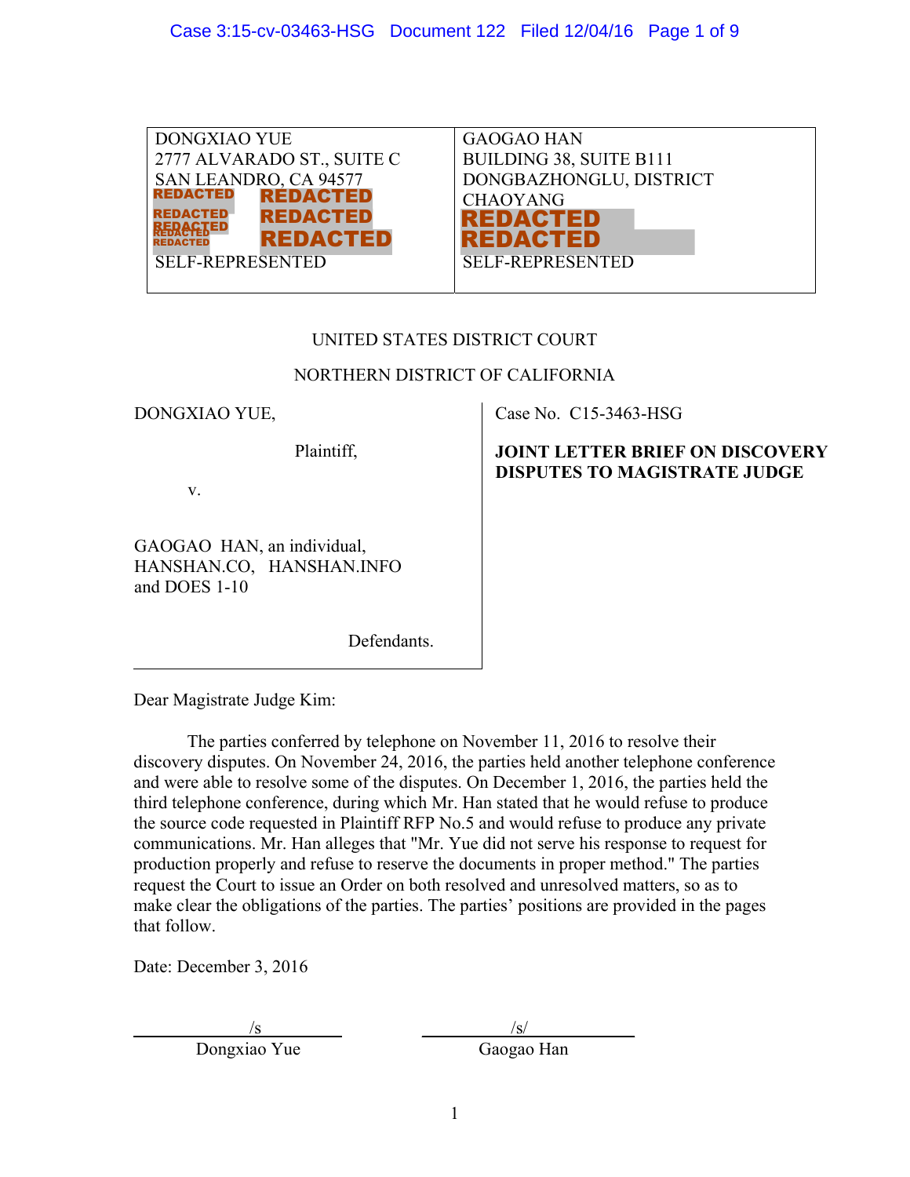| DONGXIAO YUE<br>2777 ALVARADO ST., SUITE C<br>SAN LEANDRO, CA 94577<br>REDACTED REDACTED<br>REDACTED REDACTED<br>REDACTED REDACTED<br>REDACTED<br>SELF-REPRESENTED | GAOGAO HAN<br>BUILDING 38, SUITE B111<br>DONGBAZHONGLU, DISTRICT<br>CHAOYANG<br>REDACTED<br>REDACTED<br>SELF-REPRESENTED |
|---|---|

UNITED STATES DISTRICT COURT

NORTHERN DISTRICT OF CALIFORNIA

| DONGXIAO YUE,<br><br>Plaintiff,<br><br>v.<br><br>GAOGAO HAN, an individual, HANSHAN.CO, HANSHAN.INFO and DOES 1-10<br><br>Defendants. | Case No. C15-3463-HSG<br><br>**JOINT LETTER BRIEF ON DISCOVERY DISPUTES TO MAGISTRATE JUDGE** |
|---|---|

Dear Magistrate Judge Kim:

The parties conferred by telephone on November 11, 2016 to resolve their discovery disputes. On November 24, 2016, the parties held another telephone conference and were able to resolve some of the disputes. On December 1, 2016, the parties held the third telephone conference, during which Mr. Han stated that he would refuse to produce the source code requested in Plaintiff RFP No.5 and would refuse to produce any private communications. Mr. Han alleges that "Mr. Yue did not serve his response to request for production properly and refuse to reserve the documents in proper method." The parties request the Court to issue an Order on both resolved and unresolved matters, so as to make clear the obligations of the parties. The parties' positions are provided in the pages that follow.

Date: December 3, 2016

/s
Dongxiao Yue

/s/
Gaogao Han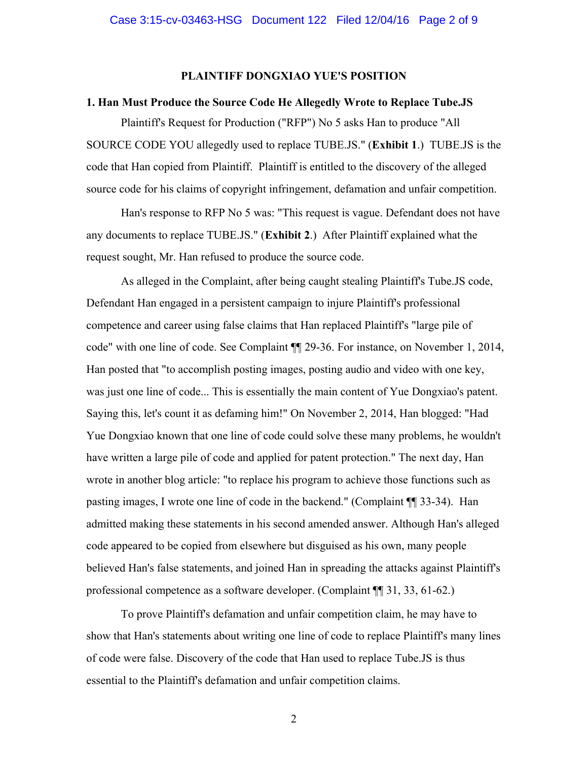## PLAINTIFF DONGXIAO YUE'S POSITION

### 1. Han Must Produce the Source Code He Allegedly Wrote to Replace Tube.JS

Plaintiff's Request for Production ("RFP") No 5 asks Han to produce "All SOURCE CODE YOU allegedly used to replace TUBE.JS." (**Exhibit 1**.) TUBE.JS is the code that Han copied from Plaintiff. Plaintiff is entitled to the discovery of the alleged source code for his claims of copyright infringement, defamation and unfair competition.

Han's response to RFP No 5 was: "This request is vague. Defendant does not have any documents to replace TUBE.JS." (**Exhibit 2**.) After Plaintiff explained what the request sought, Mr. Han refused to produce the source code.

As alleged in the Complaint, after being caught stealing Plaintiff's Tube.JS code, Defendant Han engaged in a persistent campaign to injure Plaintiff's professional competence and career using false claims that Han replaced Plaintiff's "large pile of code" with one line of code. See Complaint ¶¶ 29-36. For instance, on November 1, 2014, Han posted that "to accomplish posting images, posting audio and video with one key, was just one line of code... This is essentially the main content of Yue Dongxiao's patent. Saying this, let's count it as defaming him!" On November 2, 2014, Han blogged: "Had Yue Dongxiao known that one line of code could solve these many problems, he wouldn't have written a large pile of code and applied for patent protection." The next day, Han wrote in another blog article: "to replace his program to achieve those functions such as pasting images, I wrote one line of code in the backend." (Complaint ¶¶ 33-34). Han admitted making these statements in his second amended answer. Although Han's alleged code appeared to be copied from elsewhere but disguised as his own, many people believed Han's false statements, and joined Han in spreading the attacks against Plaintiff's professional competence as a software developer. (Complaint ¶¶ 31, 33, 61-62.)

To prove Plaintiff's defamation and unfair competition claim, he may have to show that Han's statements about writing one line of code to replace Plaintiff's many lines of code were false. Discovery of the code that Han used to replace Tube.JS is thus essential to the Plaintiff's defamation and unfair competition claims.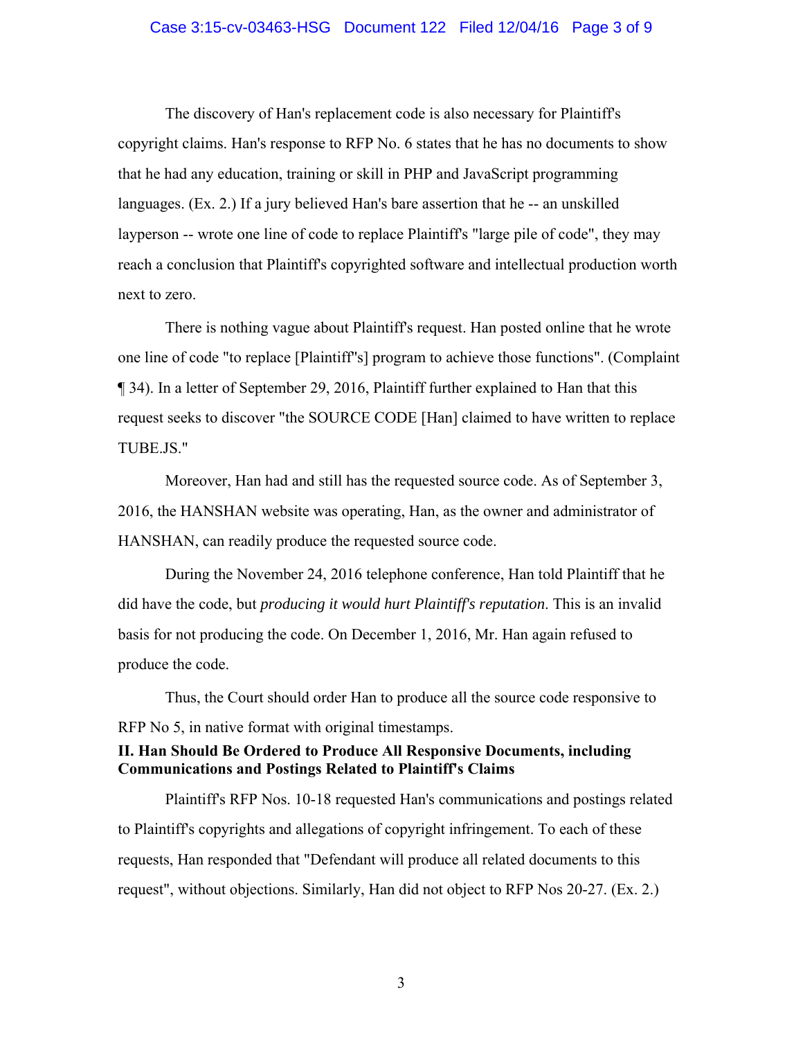The discovery of Han's replacement code is also necessary for Plaintiff's copyright claims. Han's response to RFP No. 6 states that he has no documents to show that he had any education, training or skill in PHP and JavaScript programming languages. (Ex. 2.) If a jury believed Han's bare assertion that he -- an unskilled layperson -- wrote one line of code to replace Plaintiff's "large pile of code", they may reach a conclusion that Plaintiff's copyrighted software and intellectual production worth next to zero.

There is nothing vague about Plaintiff's request. Han posted online that he wrote one line of code "to replace [Plaintiff"s] program to achieve those functions". (Complaint ¶ 34). In a letter of September 29, 2016, Plaintiff further explained to Han that this request seeks to discover "the SOURCE CODE [Han] claimed to have written to replace TUBE.JS."

Moreover, Han had and still has the requested source code. As of September 3, 2016, the HANSHAN website was operating, Han, as the owner and administrator of HANSHAN, can readily produce the requested source code.

During the November 24, 2016 telephone conference, Han told Plaintiff that he did have the code, but *producing it would hurt Plaintiff's reputation*. This is an invalid basis for not producing the code. On December 1, 2016, Mr. Han again refused to produce the code.

Thus, the Court should order Han to produce all the source code responsive to RFP No 5, in native format with original timestamps.

**II. Han Should Be Ordered to Produce All Responsive Documents, including Communications and Postings Related to Plaintiff's Claims**

Plaintiff's RFP Nos. 10-18 requested Han's communications and postings related to Plaintiff's copyrights and allegations of copyright infringement. To each of these requests, Han responded that "Defendant will produce all related documents to this request", without objections. Similarly, Han did not object to RFP Nos 20-27. (Ex. 2.)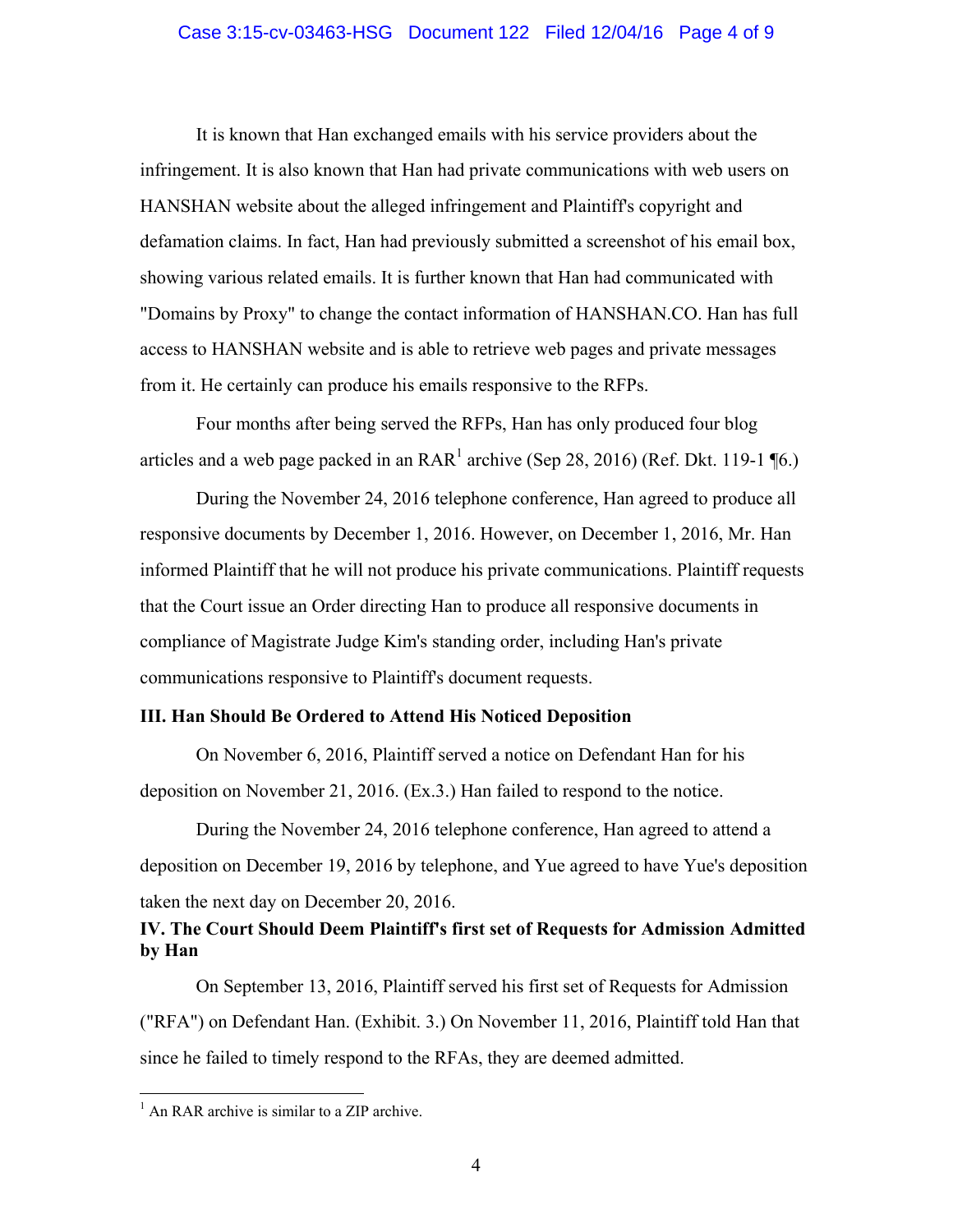It is known that Han exchanged emails with his service providers about the infringement. It is also known that Han had private communications with web users on HANSHAN website about the alleged infringement and Plaintiff's copyright and defamation claims. In fact, Han had previously submitted a screenshot of his email box, showing various related emails. It is further known that Han had communicated with "Domains by Proxy" to change the contact information of HANSHAN.CO. Han has full access to HANSHAN website and is able to retrieve web pages and private messages from it. He certainly can produce his emails responsive to the RFPs.

Four months after being served the RFPs, Han has only produced four blog articles and a web page packed in an RAR[1] archive (Sep 28, 2016) (Ref. Dkt. 119-1 ¶6.)

During the November 24, 2016 telephone conference, Han agreed to produce all responsive documents by December 1, 2016. However, on December 1, 2016, Mr. Han informed Plaintiff that he will not produce his private communications. Plaintiff requests that the Court issue an Order directing Han to produce all responsive documents in compliance of Magistrate Judge Kim's standing order, including Han's private communications responsive to Plaintiff's document requests.

**III. Han Should Be Ordered to Attend His Noticed Deposition**

On November 6, 2016, Plaintiff served a notice on Defendant Han for his deposition on November 21, 2016. (Ex.3.) Han failed to respond to the notice.

During the November 24, 2016 telephone conference, Han agreed to attend a deposition on December 19, 2016 by telephone, and Yue agreed to have Yue's deposition taken the next day on December 20, 2016.

**IV. The Court Should Deem Plaintiff's first set of Requests for Admission Admitted by Han**

On September 13, 2016, Plaintiff served his first set of Requests for Admission ("RFA") on Defendant Han. (Exhibit. 3.) On November 11, 2016, Plaintiff told Han that since he failed to timely respond to the RFAs, they are deemed admitted.

[1] An RAR archive is similar to a ZIP archive.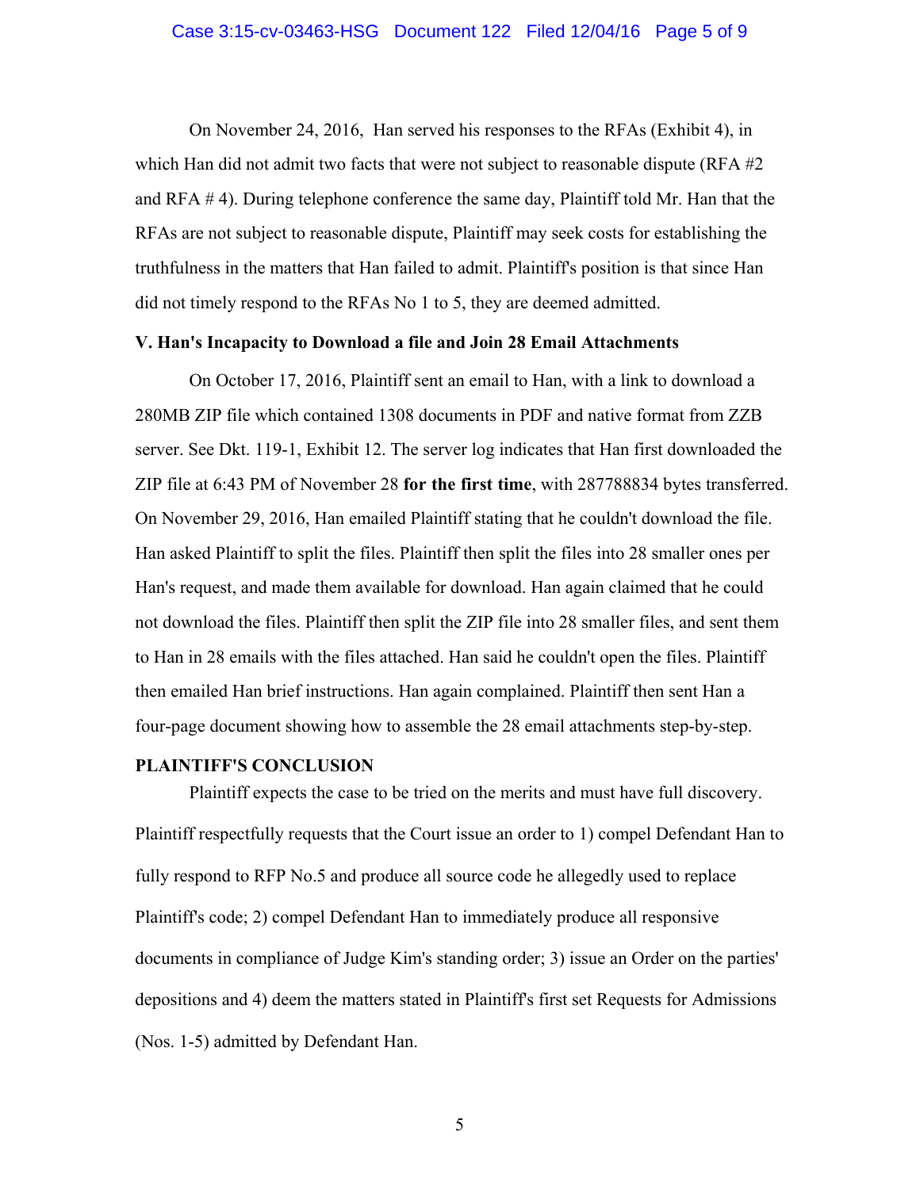On November 24, 2016, Han served his responses to the RFAs (Exhibit 4), in which Han did not admit two facts that were not subject to reasonable dispute (RFA #2 and RFA # 4). During telephone conference the same day, Plaintiff told Mr. Han that the RFAs are not subject to reasonable dispute, Plaintiff may seek costs for establishing the truthfulness in the matters that Han failed to admit. Plaintiff's position is that since Han did not timely respond to the RFAs No 1 to 5, they are deemed admitted.

**V. Han's Incapacity to Download a file and Join 28 Email Attachments**

On October 17, 2016, Plaintiff sent an email to Han, with a link to download a 280MB ZIP file which contained 1308 documents in PDF and native format from ZZB server. See Dkt. 119-1, Exhibit 12. The server log indicates that Han first downloaded the ZIP file at 6:43 PM of November 28 **for the first time**, with 287788834 bytes transferred. On November 29, 2016, Han emailed Plaintiff stating that he couldn't download the file. Han asked Plaintiff to split the files. Plaintiff then split the files into 28 smaller ones per Han's request, and made them available for download. Han again claimed that he could not download the files. Plaintiff then split the ZIP file into 28 smaller files, and sent them to Han in 28 emails with the files attached. Han said he couldn't open the files. Plaintiff then emailed Han brief instructions. Han again complained. Plaintiff then sent Han a four-page document showing how to assemble the 28 email attachments step-by-step.

**PLAINTIFF'S CONCLUSION**

Plaintiff expects the case to be tried on the merits and must have full discovery. Plaintiff respectfully requests that the Court issue an order to 1) compel Defendant Han to fully respond to RFP No.5 and produce all source code he allegedly used to replace Plaintiff's code; 2) compel Defendant Han to immediately produce all responsive documents in compliance of Judge Kim's standing order; 3) issue an Order on the parties' depositions and 4) deem the matters stated in Plaintiff's first set Requests for Admissions (Nos. 1-5) admitted by Defendant Han.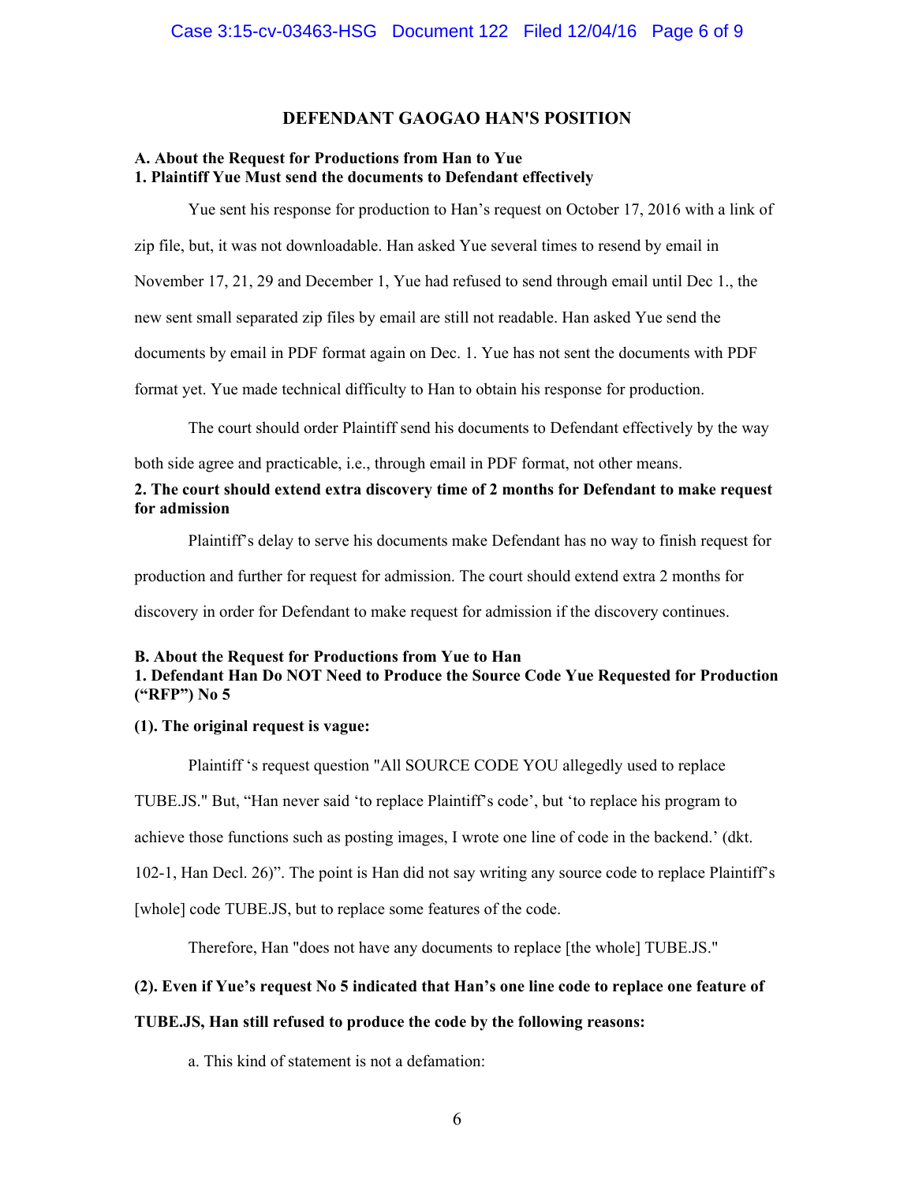## DEFENDANT GAOGAO HAN'S POSITION

**A. About the Request for Productions from Han to Yue**

**1. Plaintiff Yue Must send the documents to Defendant effectively**

Yue sent his response for production to Han's request on October 17, 2016 with a link of zip file, but, it was not downloadable. Han asked Yue several times to resend by email in November 17, 21, 29 and December 1, Yue had refused to send through email until Dec 1., the new sent small separated zip files by email are still not readable. Han asked Yue send the documents by email in PDF format again on Dec. 1. Yue has not sent the documents with PDF format yet. Yue made technical difficulty to Han to obtain his response for production.

The court should order Plaintiff send his documents to Defendant effectively by the way both side agree and practicable, i.e., through email in PDF format, not other means.

**2. The court should extend extra discovery time of 2 months for Defendant to make request for admission**

Plaintiff's delay to serve his documents make Defendant has no way to finish request for production and further for request for admission. The court should extend extra 2 months for discovery in order for Defendant to make request for admission if the discovery continues.

**B. About the Request for Productions from Yue to Han**

**1. Defendant Han Do NOT Need to Produce the Source Code Yue Requested for Production ("RFP") No 5**

**(1). The original request is vague:**

Plaintiff 's request question "All SOURCE CODE YOU allegedly used to replace TUBE.JS." But, "Han never said 'to replace Plaintiff's code', but 'to replace his program to achieve those functions such as posting images, I wrote one line of code in the backend.' (dkt. 102-1, Han Decl. 26)". The point is Han did not say writing any source code to replace Plaintiff's [whole] code TUBE.JS, but to replace some features of the code.

Therefore, Han "does not have any documents to replace [the whole] TUBE.JS."

**(2). Even if Yue's request No 5 indicated that Han's one line code to replace one feature of TUBE.JS, Han still refused to produce the code by the following reasons:**

a. This kind of statement is not a defamation: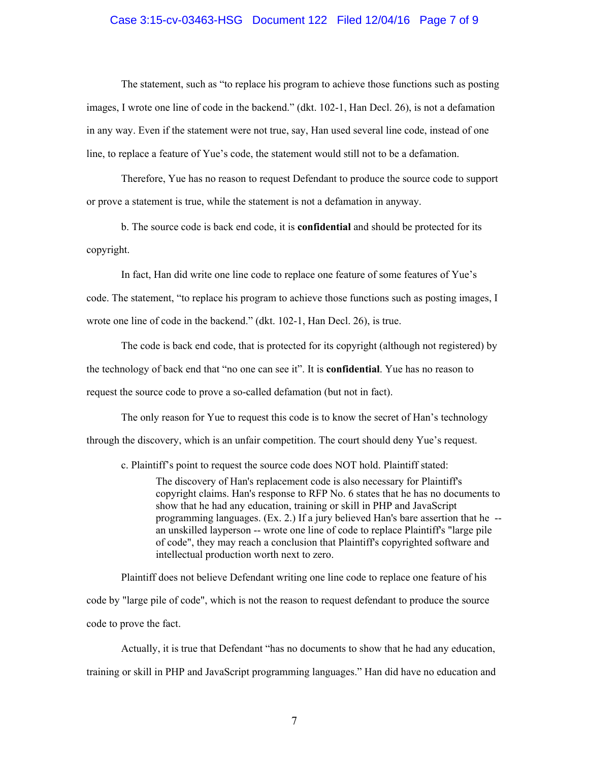The statement, such as "to replace his program to achieve those functions such as posting images, I wrote one line of code in the backend." (dkt. 102-1, Han Decl. 26), is not a defamation in any way. Even if the statement were not true, say, Han used several line code, instead of one line, to replace a feature of Yue's code, the statement would still not to be a defamation.

Therefore, Yue has no reason to request Defendant to produce the source code to support or prove a statement is true, while the statement is not a defamation in anyway.

b. The source code is back end code, it is **confidential** and should be protected for its copyright.

In fact, Han did write one line code to replace one feature of some features of Yue's code. The statement, "to replace his program to achieve those functions such as posting images, I wrote one line of code in the backend." (dkt. 102-1, Han Decl. 26), is true.

The code is back end code, that is protected for its copyright (although not registered) by the technology of back end that "no one can see it". It is **confidential**. Yue has no reason to request the source code to prove a so-called defamation (but not in fact).

The only reason for Yue to request this code is to know the secret of Han's technology through the discovery, which is an unfair competition. The court should deny Yue's request.

c. Plaintiff's point to request the source code does NOT hold. Plaintiff stated:

> The discovery of Han's replacement code is also necessary for Plaintiff's copyright claims. Han's response to RFP No. 6 states that he has no documents to show that he had any education, training or skill in PHP and JavaScript programming languages. (Ex. 2.) If a jury believed Han's bare assertion that he -- an unskilled layperson -- wrote one line of code to replace Plaintiff's "large pile of code", they may reach a conclusion that Plaintiff's copyrighted software and intellectual production worth next to zero.

Plaintiff does not believe Defendant writing one line code to replace one feature of his code by "large pile of code", which is not the reason to request defendant to produce the source code to prove the fact.

Actually, it is true that Defendant "has no documents to show that he had any education, training or skill in PHP and JavaScript programming languages." Han did have no education and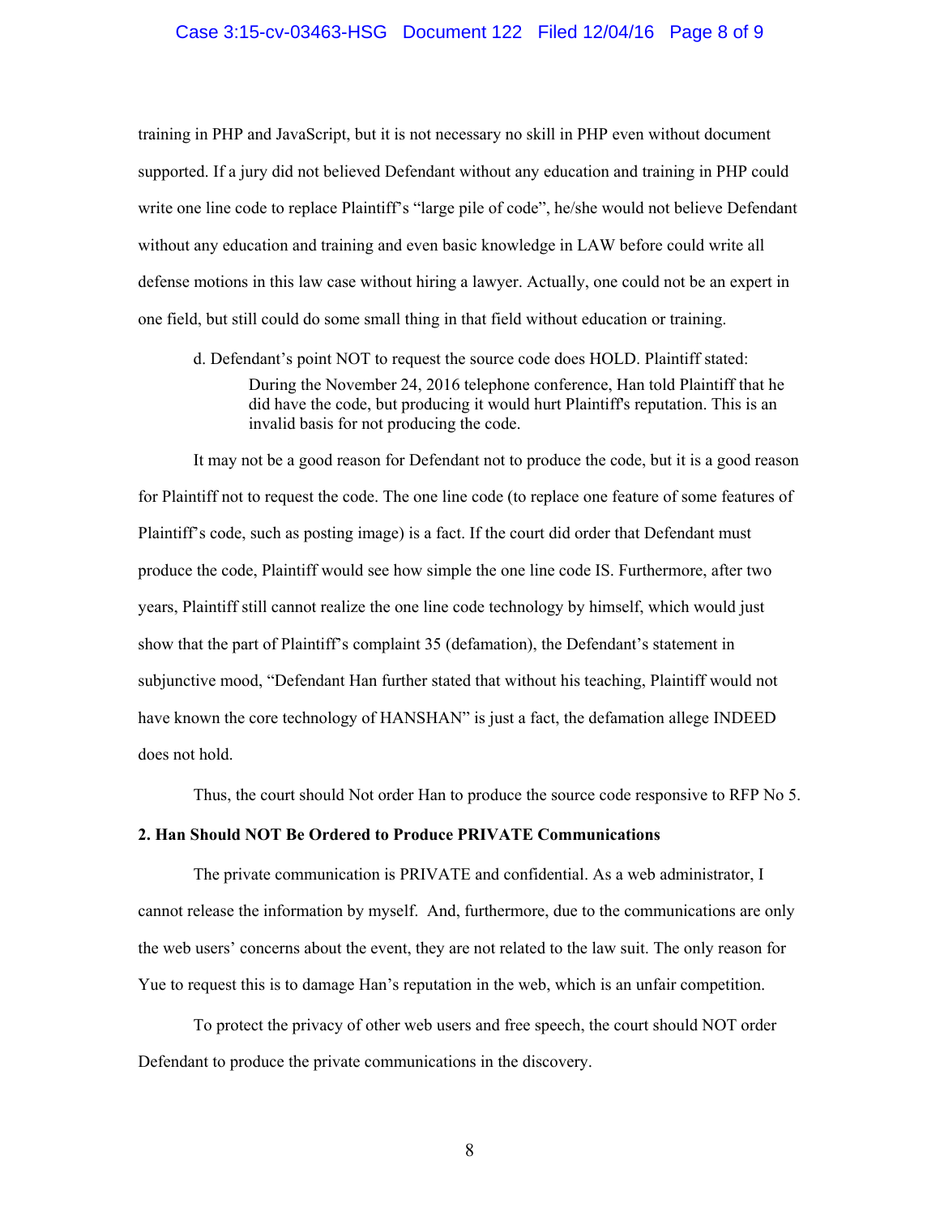training in PHP and JavaScript, but it is not necessary no skill in PHP even without document supported. If a jury did not believed Defendant without any education and training in PHP could write one line code to replace Plaintiff's "large pile of code", he/she would not believe Defendant without any education and training and even basic knowledge in LAW before could write all defense motions in this law case without hiring a lawyer. Actually, one could not be an expert in one field, but still could do some small thing in that field without education or training.

d. Defendant's point NOT to request the source code does HOLD. Plaintiff stated:

> During the November 24, 2016 telephone conference, Han told Plaintiff that he did have the code, but producing it would hurt Plaintiff's reputation. This is an invalid basis for not producing the code.

It may not be a good reason for Defendant not to produce the code, but it is a good reason for Plaintiff not to request the code. The one line code (to replace one feature of some features of Plaintiff's code, such as posting image) is a fact. If the court did order that Defendant must produce the code, Plaintiff would see how simple the one line code IS. Furthermore, after two years, Plaintiff still cannot realize the one line code technology by himself, which would just show that the part of Plaintiff's complaint 35 (defamation), the Defendant's statement in subjunctive mood, "Defendant Han further stated that without his teaching, Plaintiff would not have known the core technology of HANSHAN" is just a fact, the defamation allege INDEED does not hold.

Thus, the court should Not order Han to produce the source code responsive to RFP No 5.

**2. Han Should NOT Be Ordered to Produce PRIVATE Communications**

The private communication is PRIVATE and confidential. As a web administrator, I cannot release the information by myself. And, furthermore, due to the communications are only the web users' concerns about the event, they are not related to the law suit. The only reason for Yue to request this is to damage Han's reputation in the web, which is an unfair competition.

To protect the privacy of other web users and free speech, the court should NOT order Defendant to produce the private communications in the discovery.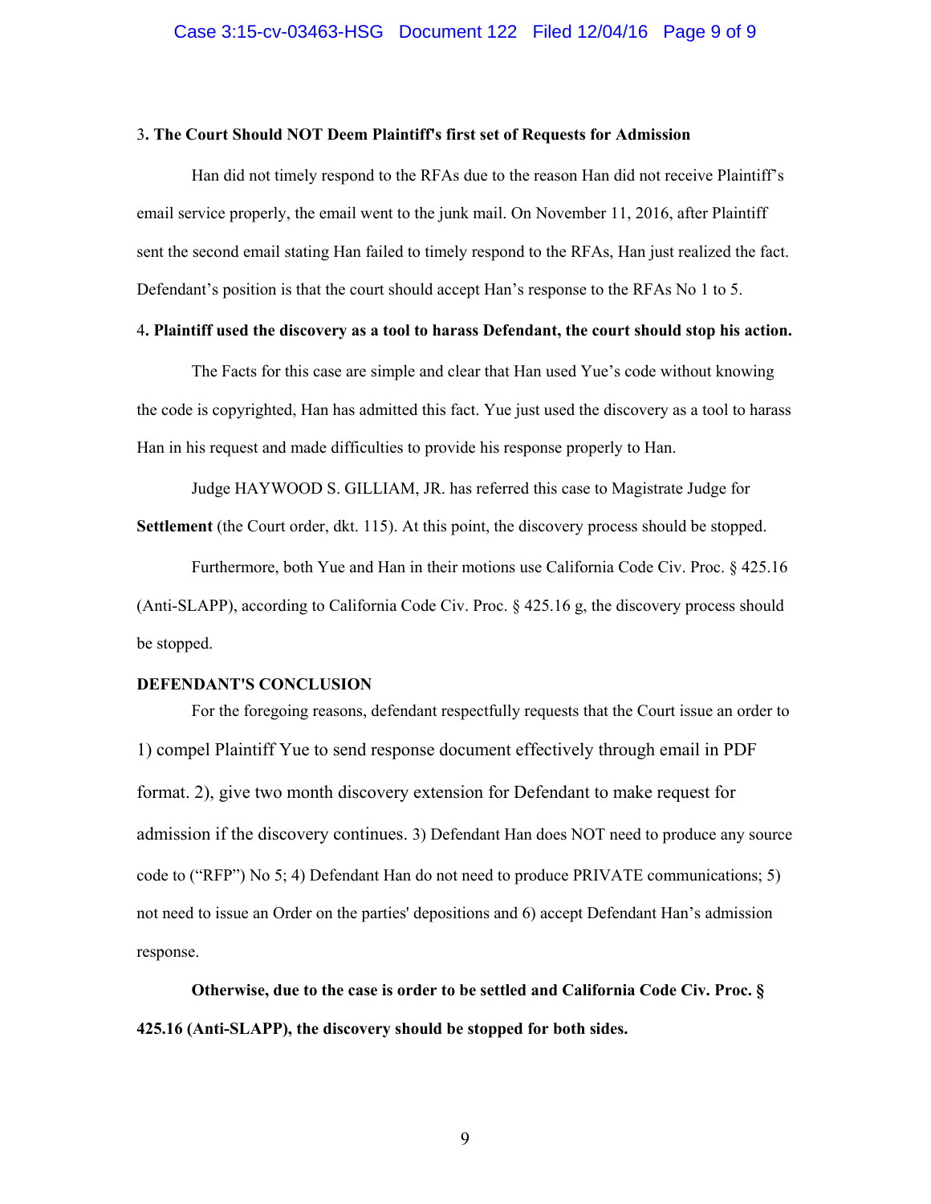3**. The Court Should NOT Deem Plaintiff's first set of Requests for Admission**

Han did not timely respond to the RFAs due to the reason Han did not receive Plaintiff's email service properly, the email went to the junk mail. On November 11, 2016, after Plaintiff sent the second email stating Han failed to timely respond to the RFAs, Han just realized the fact. Defendant's position is that the court should accept Han's response to the RFAs No 1 to 5.

4**. Plaintiff used the discovery as a tool to harass Defendant, the court should stop his action.**

The Facts for this case are simple and clear that Han used Yue's code without knowing the code is copyrighted, Han has admitted this fact. Yue just used the discovery as a tool to harass Han in his request and made difficulties to provide his response properly to Han.

Judge HAYWOOD S. GILLIAM, JR. has referred this case to Magistrate Judge for **Settlement** (the Court order, dkt. 115). At this point, the discovery process should be stopped.

Furthermore, both Yue and Han in their motions use California Code Civ. Proc. § 425.16 (Anti-SLAPP), according to California Code Civ. Proc. § 425.16 g, the discovery process should be stopped.

**DEFENDANT'S CONCLUSION**

For the foregoing reasons, defendant respectfully requests that the Court issue an order to 1) compel Plaintiff Yue to send response document effectively through email in PDF format. 2), give two month discovery extension for Defendant to make request for admission if the discovery continues. 3) Defendant Han does NOT need to produce any source code to ("RFP") No 5; 4) Defendant Han do not need to produce PRIVATE communications; 5) not need to issue an Order on the parties' depositions and 6) accept Defendant Han's admission response.

**Otherwise, due to the case is order to be settled and California Code Civ. Proc. § 425.16 (Anti-SLAPP), the discovery should be stopped for both sides.**